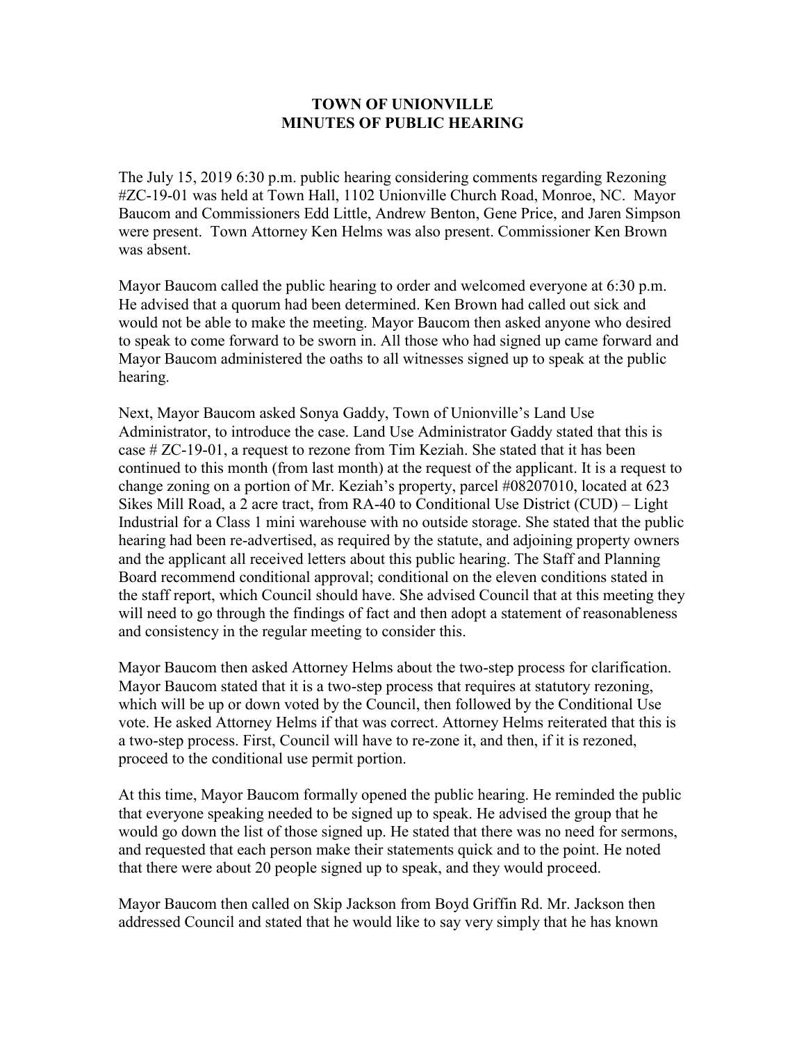# TOWN OF UNIONVILLE
# MINUTES OF PUBLIC HEARING

The July 15, 2019 6:30 p.m. public hearing considering comments regarding Rezoning #ZC-19-01 was held at Town Hall, 1102 Unionville Church Road, Monroe, NC. Mayor Baucom and Commissioners Edd Little, Andrew Benton, Gene Price, and Jaren Simpson were present. Town Attorney Ken Helms was also present. Commissioner Ken Brown was absent.

Mayor Baucom called the public hearing to order and welcomed everyone at 6:30 p.m. He advised that a quorum had been determined. Ken Brown had called out sick and would not be able to make the meeting. Mayor Baucom then asked anyone who desired to speak to come forward to be sworn in. All those who had signed up came forward and Mayor Baucom administered the oaths to all witnesses signed up to speak at the public hearing.

Next, Mayor Baucom asked Sonya Gaddy, Town of Unionville's Land Use Administrator, to introduce the case. Land Use Administrator Gaddy stated that this is case # ZC-19-01, a request to rezone from Tim Keziah. She stated that it has been continued to this month (from last month) at the request of the applicant. It is a request to change zoning on a portion of Mr. Keziah's property, parcel #08207010, located at 623 Sikes Mill Road, a 2 acre tract, from RA-40 to Conditional Use District (CUD) – Light Industrial for a Class 1 mini warehouse with no outside storage. She stated that the public hearing had been re-advertised, as required by the statute, and adjoining property owners and the applicant all received letters about this public hearing. The Staff and Planning Board recommend conditional approval; conditional on the eleven conditions stated in the staff report, which Council should have. She advised Council that at this meeting they will need to go through the findings of fact and then adopt a statement of reasonableness and consistency in the regular meeting to consider this.

Mayor Baucom then asked Attorney Helms about the two-step process for clarification. Mayor Baucom stated that it is a two-step process that requires at statutory rezoning, which will be up or down voted by the Council, then followed by the Conditional Use vote. He asked Attorney Helms if that was correct. Attorney Helms reiterated that this is a two-step process. First, Council will have to re-zone it, and then, if it is rezoned, proceed to the conditional use permit portion.

At this time, Mayor Baucom formally opened the public hearing. He reminded the public that everyone speaking needed to be signed up to speak. He advised the group that he would go down the list of those signed up. He stated that there was no need for sermons, and requested that each person make their statements quick and to the point. He noted that there were about 20 people signed up to speak, and they would proceed.

Mayor Baucom then called on Skip Jackson from Boyd Griffin Rd. Mr. Jackson then addressed Council and stated that he would like to say very simply that he has known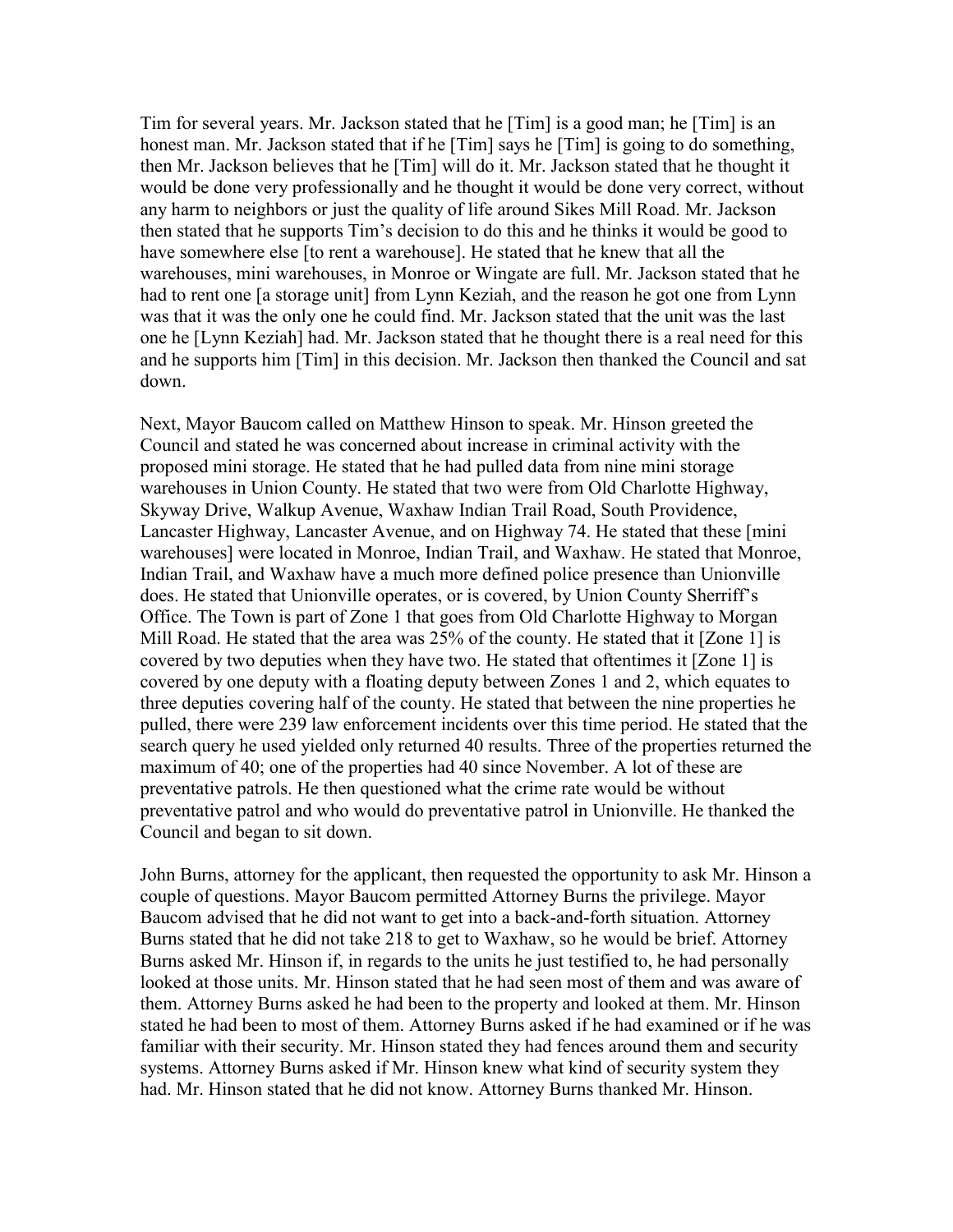Tim for several years. Mr. Jackson stated that he [Tim] is a good man; he [Tim] is an honest man. Mr. Jackson stated that if he [Tim] says he [Tim] is going to do something, then Mr. Jackson believes that he [Tim] will do it. Mr. Jackson stated that he thought it would be done very professionally and he thought it would be done very correct, without any harm to neighbors or just the quality of life around Sikes Mill Road. Mr. Jackson then stated that he supports Tim's decision to do this and he thinks it would be good to have somewhere else [to rent a warehouse]. He stated that he knew that all the warehouses, mini warehouses, in Monroe or Wingate are full. Mr. Jackson stated that he had to rent one [a storage unit] from Lynn Keziah, and the reason he got one from Lynn was that it was the only one he could find. Mr. Jackson stated that the unit was the last one he [Lynn Keziah] had. Mr. Jackson stated that he thought there is a real need for this and he supports him [Tim] in this decision. Mr. Jackson then thanked the Council and sat down.

Next, Mayor Baucom called on Matthew Hinson to speak. Mr. Hinson greeted the Council and stated he was concerned about increase in criminal activity with the proposed mini storage. He stated that he had pulled data from nine mini storage warehouses in Union County. He stated that two were from Old Charlotte Highway, Skyway Drive, Walkup Avenue, Waxhaw Indian Trail Road, South Providence, Lancaster Highway, Lancaster Avenue, and on Highway 74. He stated that these [mini warehouses] were located in Monroe, Indian Trail, and Waxhaw. He stated that Monroe, Indian Trail, and Waxhaw have a much more defined police presence than Unionville does. He stated that Unionville operates, or is covered, by Union County Sherriff's Office. The Town is part of Zone 1 that goes from Old Charlotte Highway to Morgan Mill Road. He stated that the area was 25% of the county. He stated that it [Zone 1] is covered by two deputies when they have two. He stated that oftentimes it [Zone 1] is covered by one deputy with a floating deputy between Zones 1 and 2, which equates to three deputies covering half of the county. He stated that between the nine properties he pulled, there were 239 law enforcement incidents over this time period. He stated that the search query he used yielded only returned 40 results. Three of the properties returned the maximum of 40; one of the properties had 40 since November. A lot of these are preventative patrols. He then questioned what the crime rate would be without preventative patrol and who would do preventative patrol in Unionville. He thanked the Council and began to sit down.

John Burns, attorney for the applicant, then requested the opportunity to ask Mr. Hinson a couple of questions. Mayor Baucom permitted Attorney Burns the privilege. Mayor Baucom advised that he did not want to get into a back-and-forth situation. Attorney Burns stated that he did not take 218 to get to Waxhaw, so he would be brief. Attorney Burns asked Mr. Hinson if, in regards to the units he just testified to, he had personally looked at those units. Mr. Hinson stated that he had seen most of them and was aware of them. Attorney Burns asked he had been to the property and looked at them. Mr. Hinson stated he had been to most of them. Attorney Burns asked if he had examined or if he was familiar with their security. Mr. Hinson stated they had fences around them and security systems. Attorney Burns asked if Mr. Hinson knew what kind of security system they had. Mr. Hinson stated that he did not know. Attorney Burns thanked Mr. Hinson.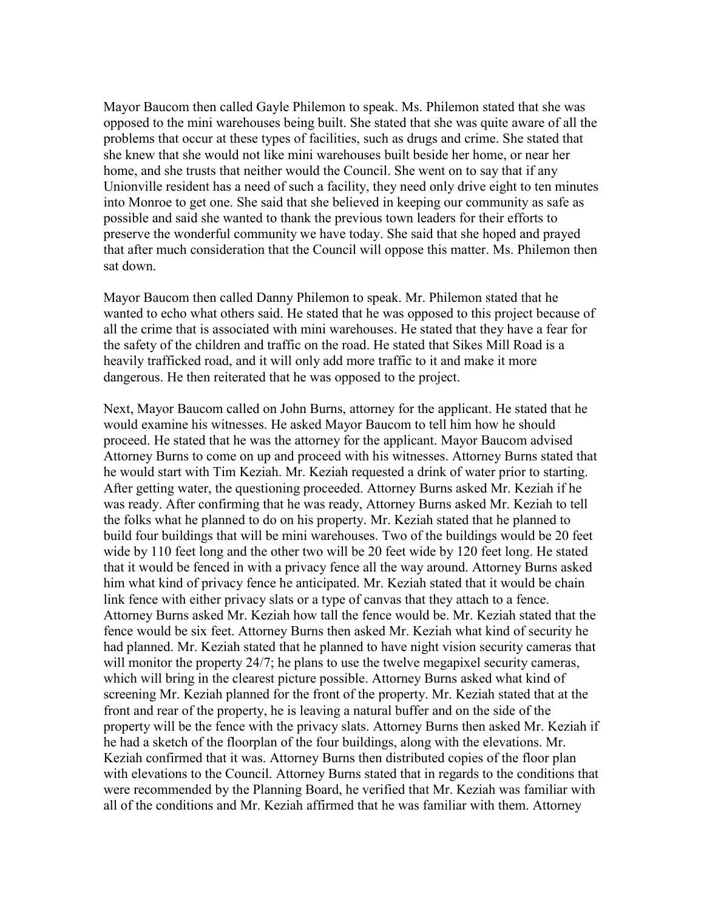Mayor Baucom then called Gayle Philemon to speak. Ms. Philemon stated that she was opposed to the mini warehouses being built. She stated that she was quite aware of all the problems that occur at these types of facilities, such as drugs and crime. She stated that she knew that she would not like mini warehouses built beside her home, or near her home, and she trusts that neither would the Council. She went on to say that if any Unionville resident has a need of such a facility, they need only drive eight to ten minutes into Monroe to get one. She said that she believed in keeping our community as safe as possible and said she wanted to thank the previous town leaders for their efforts to preserve the wonderful community we have today. She said that she hoped and prayed that after much consideration that the Council will oppose this matter. Ms. Philemon then sat down.

Mayor Baucom then called Danny Philemon to speak. Mr. Philemon stated that he wanted to echo what others said. He stated that he was opposed to this project because of all the crime that is associated with mini warehouses. He stated that they have a fear for the safety of the children and traffic on the road. He stated that Sikes Mill Road is a heavily trafficked road, and it will only add more traffic to it and make it more dangerous. He then reiterated that he was opposed to the project.

Next, Mayor Baucom called on John Burns, attorney for the applicant. He stated that he would examine his witnesses. He asked Mayor Baucom to tell him how he should proceed. He stated that he was the attorney for the applicant. Mayor Baucom advised Attorney Burns to come on up and proceed with his witnesses. Attorney Burns stated that he would start with Tim Keziah. Mr. Keziah requested a drink of water prior to starting. After getting water, the questioning proceeded. Attorney Burns asked Mr. Keziah if he was ready. After confirming that he was ready, Attorney Burns asked Mr. Keziah to tell the folks what he planned to do on his property. Mr. Keziah stated that he planned to build four buildings that will be mini warehouses. Two of the buildings would be 20 feet wide by 110 feet long and the other two will be 20 feet wide by 120 feet long. He stated that it would be fenced in with a privacy fence all the way around. Attorney Burns asked him what kind of privacy fence he anticipated. Mr. Keziah stated that it would be chain link fence with either privacy slats or a type of canvas that they attach to a fence. Attorney Burns asked Mr. Keziah how tall the fence would be. Mr. Keziah stated that the fence would be six feet. Attorney Burns then asked Mr. Keziah what kind of security he had planned. Mr. Keziah stated that he planned to have night vision security cameras that will monitor the property 24/7; he plans to use the twelve megapixel security cameras, which will bring in the clearest picture possible. Attorney Burns asked what kind of screening Mr. Keziah planned for the front of the property. Mr. Keziah stated that at the front and rear of the property, he is leaving a natural buffer and on the side of the property will be the fence with the privacy slats. Attorney Burns then asked Mr. Keziah if he had a sketch of the floorplan of the four buildings, along with the elevations. Mr. Keziah confirmed that it was. Attorney Burns then distributed copies of the floor plan with elevations to the Council. Attorney Burns stated that in regards to the conditions that were recommended by the Planning Board, he verified that Mr. Keziah was familiar with all of the conditions and Mr. Keziah affirmed that he was familiar with them. Attorney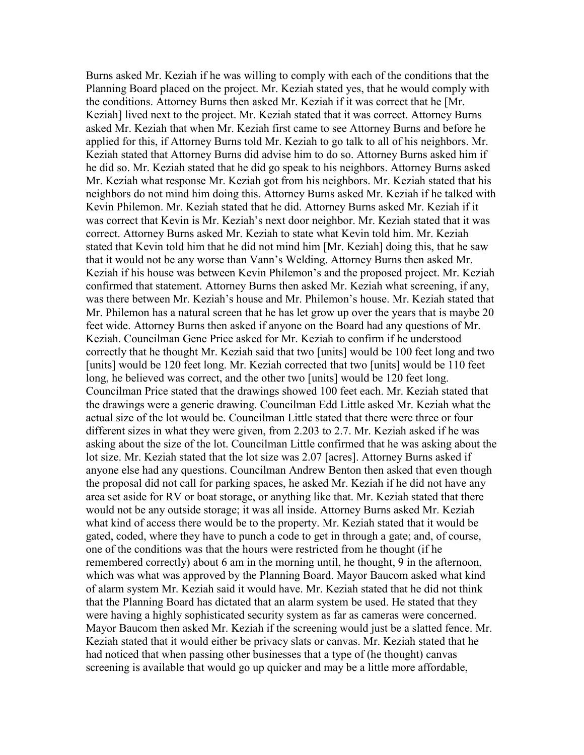Burns asked Mr. Keziah if he was willing to comply with each of the conditions that the Planning Board placed on the project. Mr. Keziah stated yes, that he would comply with the conditions. Attorney Burns asked Mr. Keziah if it was correct that he [Mr. Keziah] lived next to the project. Mr. Keziah stated that it was correct. Attorney Burns asked Mr. Keziah that when Mr. Keziah first came to see Attorney Burns and before he applied for this, if Attorney Burns told Mr. Keziah to go talk to all of his neighbors. Mr. Keziah stated that Attorney Burns did advise him to do so. Attorney Burns asked him if he did so. Mr. Keziah stated that he did go speak to his neighbors. Attorney Burns asked Mr. Keziah what response Mr. Keziah got from his neighbors. Mr. Keziah stated that his neighbors do not mind him doing this. Attorney Burns asked Mr. Keziah if he talked with Kevin Philemon. Mr. Keziah stated that he did. Attorney Burns asked Mr. Keziah if it was correct that Kevin is Mr. Keziah's next door neighbor. Mr. Keziah stated that it was correct. Attorney Burns asked Mr. Keziah to state what Kevin told him. Mr. Keziah stated that Kevin told him that he did not mind him [Mr. Keziah] doing this, that he saw that it would not be any worse than Vann's Welding. Attorney Burns then asked Mr. Keziah if his house was between Kevin Philemon's and the proposed project. Mr. Keziah confirmed that statement. Attorney Burns then asked Mr. Keziah what screening, if any, was there between Mr. Keziah's house and Mr. Philemon's house. Mr. Keziah stated that Mr. Philemon has a natural screen that he has let grow up over the years that is maybe 20 feet wide. Attorney Burns then asked if anyone on the Board had any questions of Mr. Keziah. Councilman Gene Price asked for Mr. Keziah to confirm if he understood correctly that he thought Mr. Keziah said that two [units] would be 100 feet long and two [units] would be 120 feet long. Mr. Keziah corrected that two [units] would be 110 feet long, he believed was correct, and the other two [units] would be 120 feet long. Councilman Price stated that the drawings showed 100 feet each. Mr. Keziah stated that the drawings were a generic drawing. Councilman Edd Little asked Mr. Keziah what the actual size of the lot would be. Councilman Little stated that there were three or four different sizes in what they were given, from 2.203 to 2.7. Mr. Keziah asked if he was asking about the size of the lot. Councilman Little confirmed that he was asking about the lot size. Mr. Keziah stated that the lot size was 2.07 [acres]. Attorney Burns asked if anyone else had any questions. Councilman Andrew Benton then asked that even though the proposal did not call for parking spaces, he asked Mr. Keziah if he did not have any area set aside for RV or boat storage, or anything like that. Mr. Keziah stated that there would not be any outside storage; it was all inside. Attorney Burns asked Mr. Keziah what kind of access there would be to the property. Mr. Keziah stated that it would be gated, coded, where they have to punch a code to get in through a gate; and, of course, one of the conditions was that the hours were restricted from he thought (if he remembered correctly) about 6 am in the morning until, he thought, 9 in the afternoon, which was what was approved by the Planning Board. Mayor Baucom asked what kind of alarm system Mr. Keziah said it would have. Mr. Keziah stated that he did not think that the Planning Board has dictated that an alarm system be used. He stated that they were having a highly sophisticated security system as far as cameras were concerned. Mayor Baucom then asked Mr. Keziah if the screening would just be a slatted fence. Mr. Keziah stated that it would either be privacy slats or canvas. Mr. Keziah stated that he had noticed that when passing other businesses that a type of (he thought) canvas screening is available that would go up quicker and may be a little more affordable,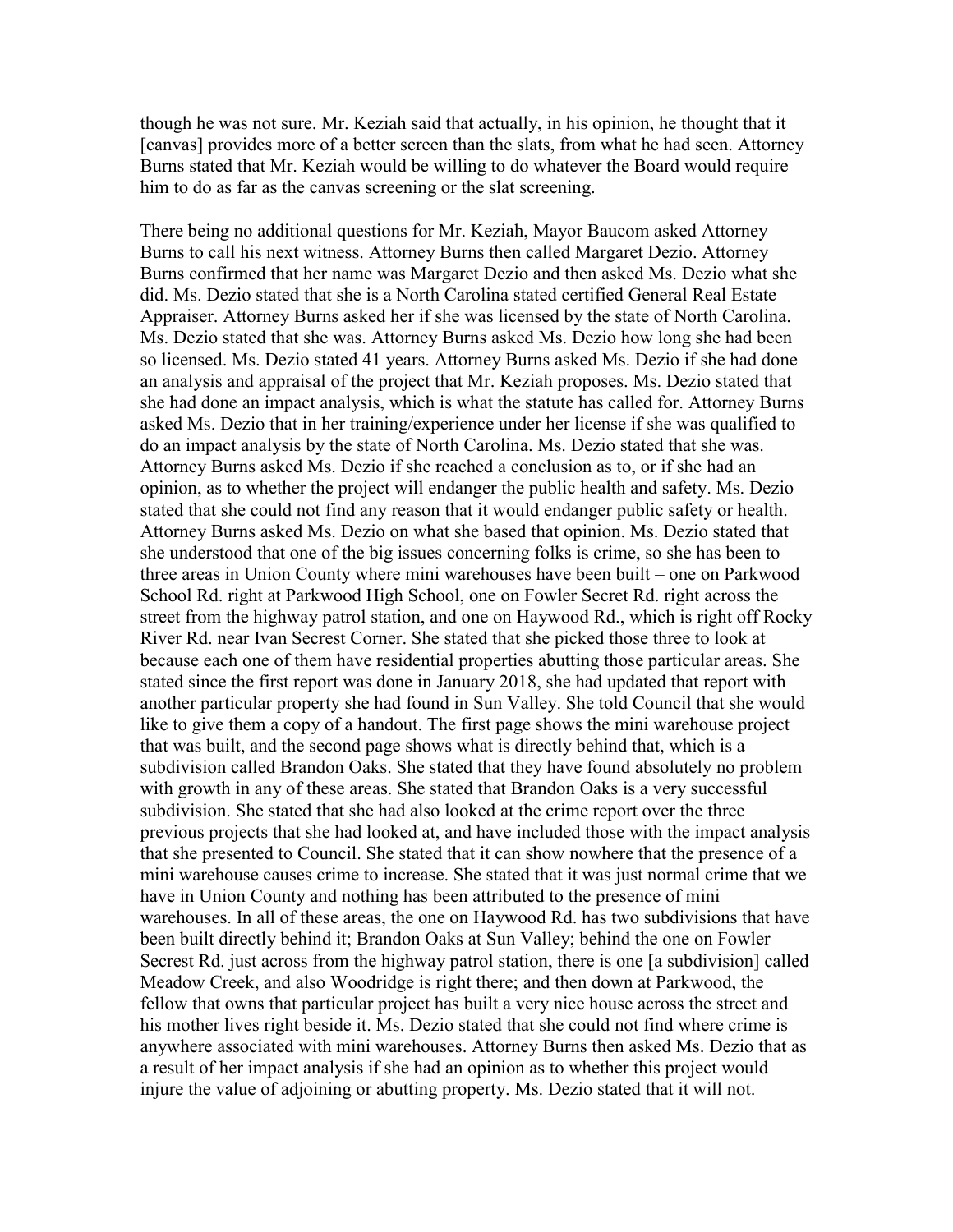though he was not sure. Mr. Keziah said that actually, in his opinion, he thought that it [canvas] provides more of a better screen than the slats, from what he had seen. Attorney Burns stated that Mr. Keziah would be willing to do whatever the Board would require him to do as far as the canvas screening or the slat screening.

There being no additional questions for Mr. Keziah, Mayor Baucom asked Attorney Burns to call his next witness. Attorney Burns then called Margaret Dezio. Attorney Burns confirmed that her name was Margaret Dezio and then asked Ms. Dezio what she did. Ms. Dezio stated that she is a North Carolina stated certified General Real Estate Appraiser. Attorney Burns asked her if she was licensed by the state of North Carolina. Ms. Dezio stated that she was. Attorney Burns asked Ms. Dezio how long she had been so licensed. Ms. Dezio stated 41 years. Attorney Burns asked Ms. Dezio if she had done an analysis and appraisal of the project that Mr. Keziah proposes. Ms. Dezio stated that she had done an impact analysis, which is what the statute has called for. Attorney Burns asked Ms. Dezio that in her training/experience under her license if she was qualified to do an impact analysis by the state of North Carolina. Ms. Dezio stated that she was. Attorney Burns asked Ms. Dezio if she reached a conclusion as to, or if she had an opinion, as to whether the project will endanger the public health and safety. Ms. Dezio stated that she could not find any reason that it would endanger public safety or health. Attorney Burns asked Ms. Dezio on what she based that opinion. Ms. Dezio stated that she understood that one of the big issues concerning folks is crime, so she has been to three areas in Union County where mini warehouses have been built – one on Parkwood School Rd. right at Parkwood High School, one on Fowler Secret Rd. right across the street from the highway patrol station, and one on Haywood Rd., which is right off Rocky River Rd. near Ivan Secrest Corner. She stated that she picked those three to look at because each one of them have residential properties abutting those particular areas. She stated since the first report was done in January 2018, she had updated that report with another particular property she had found in Sun Valley. She told Council that she would like to give them a copy of a handout. The first page shows the mini warehouse project that was built, and the second page shows what is directly behind that, which is a subdivision called Brandon Oaks. She stated that they have found absolutely no problem with growth in any of these areas. She stated that Brandon Oaks is a very successful subdivision. She stated that she had also looked at the crime report over the three previous projects that she had looked at, and have included those with the impact analysis that she presented to Council. She stated that it can show nowhere that the presence of a mini warehouse causes crime to increase. She stated that it was just normal crime that we have in Union County and nothing has been attributed to the presence of mini warehouses. In all of these areas, the one on Haywood Rd. has two subdivisions that have been built directly behind it; Brandon Oaks at Sun Valley; behind the one on Fowler Secrest Rd. just across from the highway patrol station, there is one [a subdivision] called Meadow Creek, and also Woodridge is right there; and then down at Parkwood, the fellow that owns that particular project has built a very nice house across the street and his mother lives right beside it. Ms. Dezio stated that she could not find where crime is anywhere associated with mini warehouses. Attorney Burns then asked Ms. Dezio that as a result of her impact analysis if she had an opinion as to whether this project would injure the value of adjoining or abutting property. Ms. Dezio stated that it will not.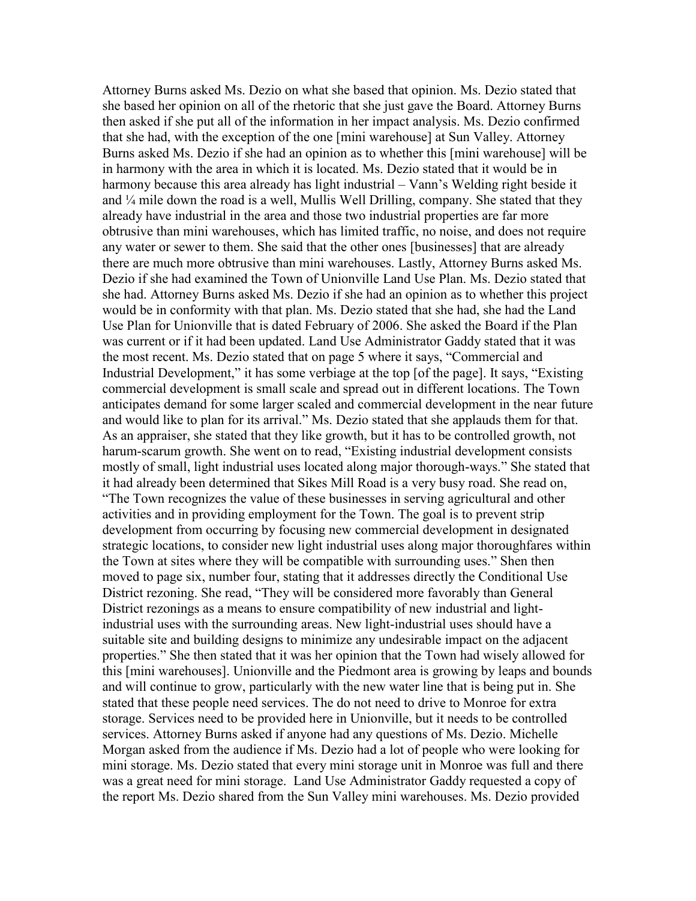Attorney Burns asked Ms. Dezio on what she based that opinion. Ms. Dezio stated that she based her opinion on all of the rhetoric that she just gave the Board. Attorney Burns then asked if she put all of the information in her impact analysis. Ms. Dezio confirmed that she had, with the exception of the one [mini warehouse] at Sun Valley. Attorney Burns asked Ms. Dezio if she had an opinion as to whether this [mini warehouse] will be in harmony with the area in which it is located. Ms. Dezio stated that it would be in harmony because this area already has light industrial – Vann's Welding right beside it and ¼ mile down the road is a well, Mullis Well Drilling, company. She stated that they already have industrial in the area and those two industrial properties are far more obtrusive than mini warehouses, which has limited traffic, no noise, and does not require any water or sewer to them. She said that the other ones [businesses] that are already there are much more obtrusive than mini warehouses. Lastly, Attorney Burns asked Ms. Dezio if she had examined the Town of Unionville Land Use Plan. Ms. Dezio stated that she had. Attorney Burns asked Ms. Dezio if she had an opinion as to whether this project would be in conformity with that plan. Ms. Dezio stated that she had, she had the Land Use Plan for Unionville that is dated February of 2006. She asked the Board if the Plan was current or if it had been updated. Land Use Administrator Gaddy stated that it was the most recent. Ms. Dezio stated that on page 5 where it says, "Commercial and Industrial Development," it has some verbiage at the top [of the page]. It says, "Existing commercial development is small scale and spread out in different locations. The Town anticipates demand for some larger scaled and commercial development in the near future and would like to plan for its arrival." Ms. Dezio stated that she applauds them for that. As an appraiser, she stated that they like growth, but it has to be controlled growth, not harum-scarum growth. She went on to read, "Existing industrial development consists mostly of small, light industrial uses located along major thorough-ways." She stated that it had already been determined that Sikes Mill Road is a very busy road. She read on, "The Town recognizes the value of these businesses in serving agricultural and other activities and in providing employment for the Town. The goal is to prevent strip development from occurring by focusing new commercial development in designated strategic locations, to consider new light industrial uses along major thoroughfares within the Town at sites where they will be compatible with surrounding uses." Shen then moved to page six, number four, stating that it addresses directly the Conditional Use District rezoning. She read, "They will be considered more favorably than General District rezonings as a means to ensure compatibility of new industrial and light-industrial uses with the surrounding areas. New light-industrial uses should have a suitable site and building designs to minimize any undesirable impact on the adjacent properties." She then stated that it was her opinion that the Town had wisely allowed for this [mini warehouses]. Unionville and the Piedmont area is growing by leaps and bounds and will continue to grow, particularly with the new water line that is being put in. She stated that these people need services. The do not need to drive to Monroe for extra storage. Services need to be provided here in Unionville, but it needs to be controlled services. Attorney Burns asked if anyone had any questions of Ms. Dezio. Michelle Morgan asked from the audience if Ms. Dezio had a lot of people who were looking for mini storage. Ms. Dezio stated that every mini storage unit in Monroe was full and there was a great need for mini storage. Land Use Administrator Gaddy requested a copy of the report Ms. Dezio shared from the Sun Valley mini warehouses. Ms. Dezio provided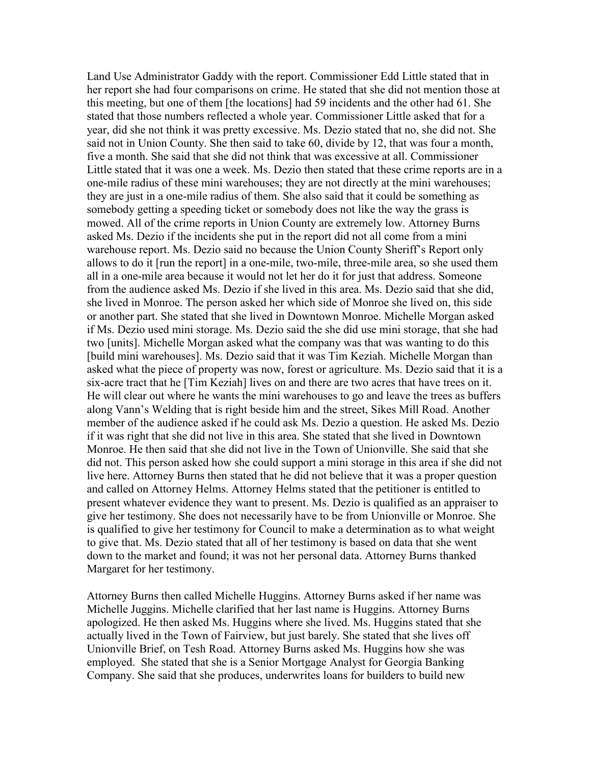Land Use Administrator Gaddy with the report. Commissioner Edd Little stated that in her report she had four comparisons on crime. He stated that she did not mention those at this meeting, but one of them [the locations] had 59 incidents and the other had 61. She stated that those numbers reflected a whole year. Commissioner Little asked that for a year, did she not think it was pretty excessive. Ms. Dezio stated that no, she did not. She said not in Union County. She then said to take 60, divide by 12, that was four a month, five a month. She said that she did not think that was excessive at all. Commissioner Little stated that it was one a week. Ms. Dezio then stated that these crime reports are in a one-mile radius of these mini warehouses; they are not directly at the mini warehouses; they are just in a one-mile radius of them. She also said that it could be something as somebody getting a speeding ticket or somebody does not like the way the grass is mowed. All of the crime reports in Union County are extremely low. Attorney Burns asked Ms. Dezio if the incidents she put in the report did not all come from a mini warehouse report. Ms. Dezio said no because the Union County Sheriff's Report only allows to do it [run the report] in a one-mile, two-mile, three-mile area, so she used them all in a one-mile area because it would not let her do it for just that address. Someone from the audience asked Ms. Dezio if she lived in this area. Ms. Dezio said that she did, she lived in Monroe. The person asked her which side of Monroe she lived on, this side or another part. She stated that she lived in Downtown Monroe. Michelle Morgan asked if Ms. Dezio used mini storage. Ms. Dezio said the she did use mini storage, that she had two [units]. Michelle Morgan asked what the company was that was wanting to do this [build mini warehouses]. Ms. Dezio said that it was Tim Keziah. Michelle Morgan than asked what the piece of property was now, forest or agriculture. Ms. Dezio said that it is a six-acre tract that he [Tim Keziah] lives on and there are two acres that have trees on it. He will clear out where he wants the mini warehouses to go and leave the trees as buffers along Vann's Welding that is right beside him and the street, Sikes Mill Road. Another member of the audience asked if he could ask Ms. Dezio a question. He asked Ms. Dezio if it was right that she did not live in this area. She stated that she lived in Downtown Monroe. He then said that she did not live in the Town of Unionville. She said that she did not. This person asked how she could support a mini storage in this area if she did not live here. Attorney Burns then stated that he did not believe that it was a proper question and called on Attorney Helms. Attorney Helms stated that the petitioner is entitled to present whatever evidence they want to present. Ms. Dezio is qualified as an appraiser to give her testimony. She does not necessarily have to be from Unionville or Monroe. She is qualified to give her testimony for Council to make a determination as to what weight to give that. Ms. Dezio stated that all of her testimony is based on data that she went down to the market and found; it was not her personal data. Attorney Burns thanked Margaret for her testimony.

Attorney Burns then called Michelle Huggins. Attorney Burns asked if her name was Michelle Juggins. Michelle clarified that her last name is Huggins. Attorney Burns apologized. He then asked Ms. Huggins where she lived. Ms. Huggins stated that she actually lived in the Town of Fairview, but just barely. She stated that she lives off Unionville Brief, on Tesh Road. Attorney Burns asked Ms. Huggins how she was employed. She stated that she is a Senior Mortgage Analyst for Georgia Banking Company. She said that she produces, underwrites loans for builders to build new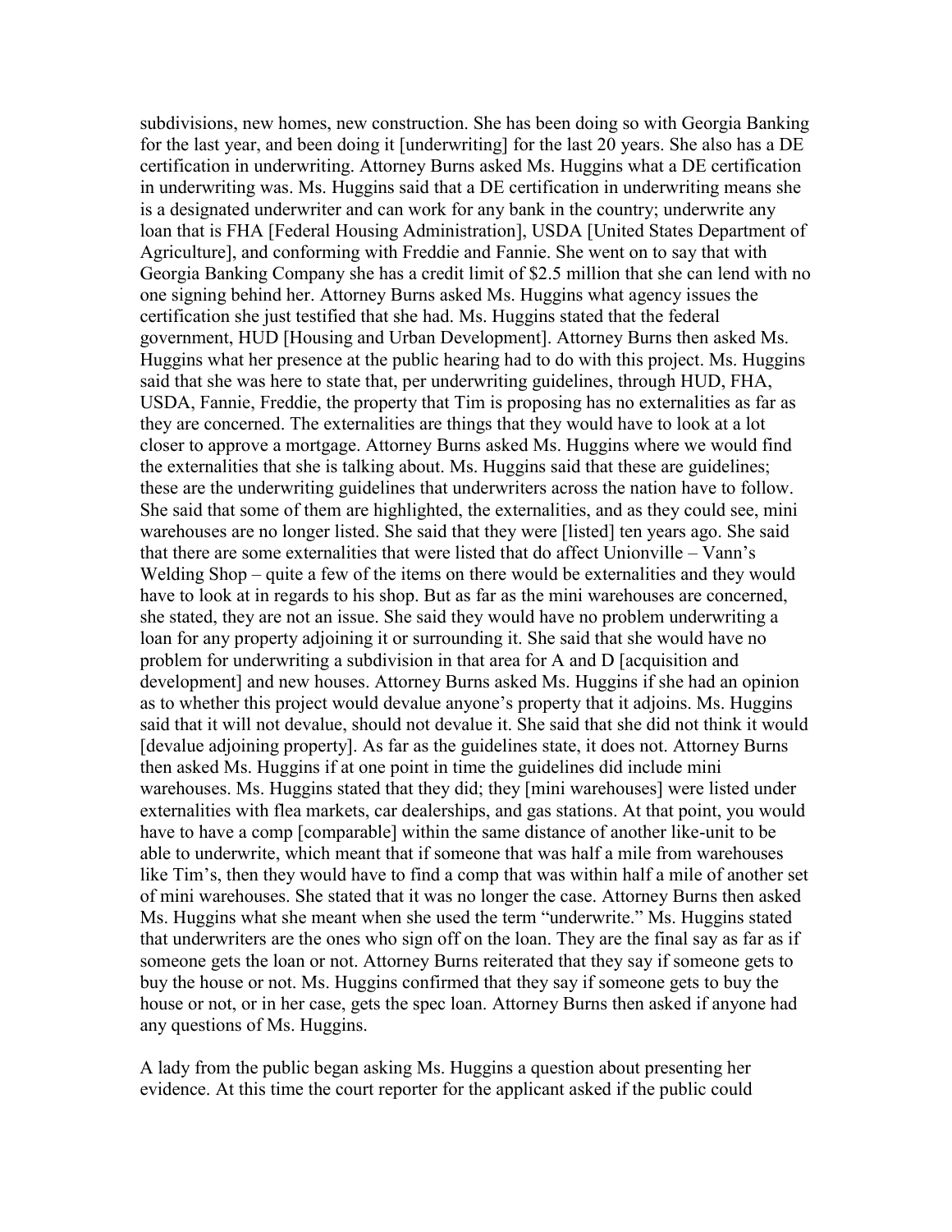subdivisions, new homes, new construction. She has been doing so with Georgia Banking for the last year, and been doing it [underwriting] for the last 20 years. She also has a DE certification in underwriting. Attorney Burns asked Ms. Huggins what a DE certification in underwriting was. Ms. Huggins said that a DE certification in underwriting means she is a designated underwriter and can work for any bank in the country; underwrite any loan that is FHA [Federal Housing Administration], USDA [United States Department of Agriculture], and conforming with Freddie and Fannie. She went on to say that with Georgia Banking Company she has a credit limit of $2.5 million that she can lend with no one signing behind her. Attorney Burns asked Ms. Huggins what agency issues the certification she just testified that she had. Ms. Huggins stated that the federal government, HUD [Housing and Urban Development]. Attorney Burns then asked Ms. Huggins what her presence at the public hearing had to do with this project. Ms. Huggins said that she was here to state that, per underwriting guidelines, through HUD, FHA, USDA, Fannie, Freddie, the property that Tim is proposing has no externalities as far as they are concerned. The externalities are things that they would have to look at a lot closer to approve a mortgage. Attorney Burns asked Ms. Huggins where we would find the externalities that she is talking about. Ms. Huggins said that these are guidelines; these are the underwriting guidelines that underwriters across the nation have to follow. She said that some of them are highlighted, the externalities, and as they could see, mini warehouses are no longer listed. She said that they were [listed] ten years ago. She said that there are some externalities that were listed that do affect Unionville – Vann's Welding Shop – quite a few of the items on there would be externalities and they would have to look at in regards to his shop. But as far as the mini warehouses are concerned, she stated, they are not an issue. She said they would have no problem underwriting a loan for any property adjoining it or surrounding it. She said that she would have no problem for underwriting a subdivision in that area for A and D [acquisition and development] and new houses. Attorney Burns asked Ms. Huggins if she had an opinion as to whether this project would devalue anyone's property that it adjoins. Ms. Huggins said that it will not devalue, should not devalue it. She said that she did not think it would [devalue adjoining property]. As far as the guidelines state, it does not. Attorney Burns then asked Ms. Huggins if at one point in time the guidelines did include mini warehouses. Ms. Huggins stated that they did; they [mini warehouses] were listed under externalities with flea markets, car dealerships, and gas stations. At that point, you would have to have a comp [comparable] within the same distance of another like-unit to be able to underwrite, which meant that if someone that was half a mile from warehouses like Tim's, then they would have to find a comp that was within half a mile of another set of mini warehouses. She stated that it was no longer the case. Attorney Burns then asked Ms. Huggins what she meant when she used the term "underwrite." Ms. Huggins stated that underwriters are the ones who sign off on the loan. They are the final say as far as if someone gets the loan or not. Attorney Burns reiterated that they say if someone gets to buy the house or not. Ms. Huggins confirmed that they say if someone gets to buy the house or not, or in her case, gets the spec loan. Attorney Burns then asked if anyone had any questions of Ms. Huggins.

A lady from the public began asking Ms. Huggins a question about presenting her evidence. At this time the court reporter for the applicant asked if the public could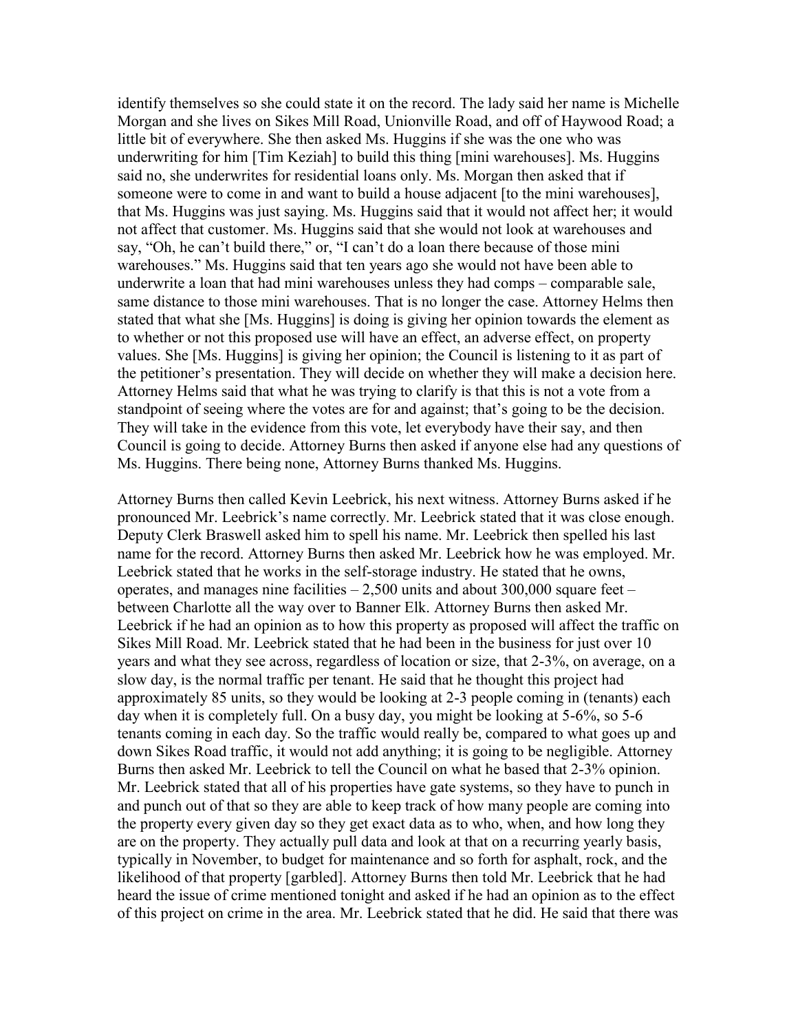identify themselves so she could state it on the record. The lady said her name is Michelle Morgan and she lives on Sikes Mill Road, Unionville Road, and off of Haywood Road; a little bit of everywhere. She then asked Ms. Huggins if she was the one who was underwriting for him [Tim Keziah] to build this thing [mini warehouses]. Ms. Huggins said no, she underwrites for residential loans only. Ms. Morgan then asked that if someone were to come in and want to build a house adjacent [to the mini warehouses], that Ms. Huggins was just saying. Ms. Huggins said that it would not affect her; it would not affect that customer. Ms. Huggins said that she would not look at warehouses and say, "Oh, he can't build there," or, "I can't do a loan there because of those mini warehouses." Ms. Huggins said that ten years ago she would not have been able to underwrite a loan that had mini warehouses unless they had comps – comparable sale, same distance to those mini warehouses. That is no longer the case. Attorney Helms then stated that what she [Ms. Huggins] is doing is giving her opinion towards the element as to whether or not this proposed use will have an effect, an adverse effect, on property values. She [Ms. Huggins] is giving her opinion; the Council is listening to it as part of the petitioner's presentation. They will decide on whether they will make a decision here. Attorney Helms said that what he was trying to clarify is that this is not a vote from a standpoint of seeing where the votes are for and against; that's going to be the decision. They will take in the evidence from this vote, let everybody have their say, and then Council is going to decide. Attorney Burns then asked if anyone else had any questions of Ms. Huggins. There being none, Attorney Burns thanked Ms. Huggins.

Attorney Burns then called Kevin Leebrick, his next witness. Attorney Burns asked if he pronounced Mr. Leebrick's name correctly. Mr. Leebrick stated that it was close enough. Deputy Clerk Braswell asked him to spell his name. Mr. Leebrick then spelled his last name for the record. Attorney Burns then asked Mr. Leebrick how he was employed. Mr. Leebrick stated that he works in the self-storage industry. He stated that he owns, operates, and manages nine facilities – 2,500 units and about 300,000 square feet – between Charlotte all the way over to Banner Elk. Attorney Burns then asked Mr. Leebrick if he had an opinion as to how this property as proposed will affect the traffic on Sikes Mill Road. Mr. Leebrick stated that he had been in the business for just over 10 years and what they see across, regardless of location or size, that 2-3%, on average, on a slow day, is the normal traffic per tenant. He said that he thought this project had approximately 85 units, so they would be looking at 2-3 people coming in (tenants) each day when it is completely full. On a busy day, you might be looking at 5-6%, so 5-6 tenants coming in each day. So the traffic would really be, compared to what goes up and down Sikes Road traffic, it would not add anything; it is going to be negligible. Attorney Burns then asked Mr. Leebrick to tell the Council on what he based that 2-3% opinion. Mr. Leebrick stated that all of his properties have gate systems, so they have to punch in and punch out of that so they are able to keep track of how many people are coming into the property every given day so they get exact data as to who, when, and how long they are on the property. They actually pull data and look at that on a recurring yearly basis, typically in November, to budget for maintenance and so forth for asphalt, rock, and the likelihood of that property [garbled]. Attorney Burns then told Mr. Leebrick that he had heard the issue of crime mentioned tonight and asked if he had an opinion as to the effect of this project on crime in the area. Mr. Leebrick stated that he did. He said that there was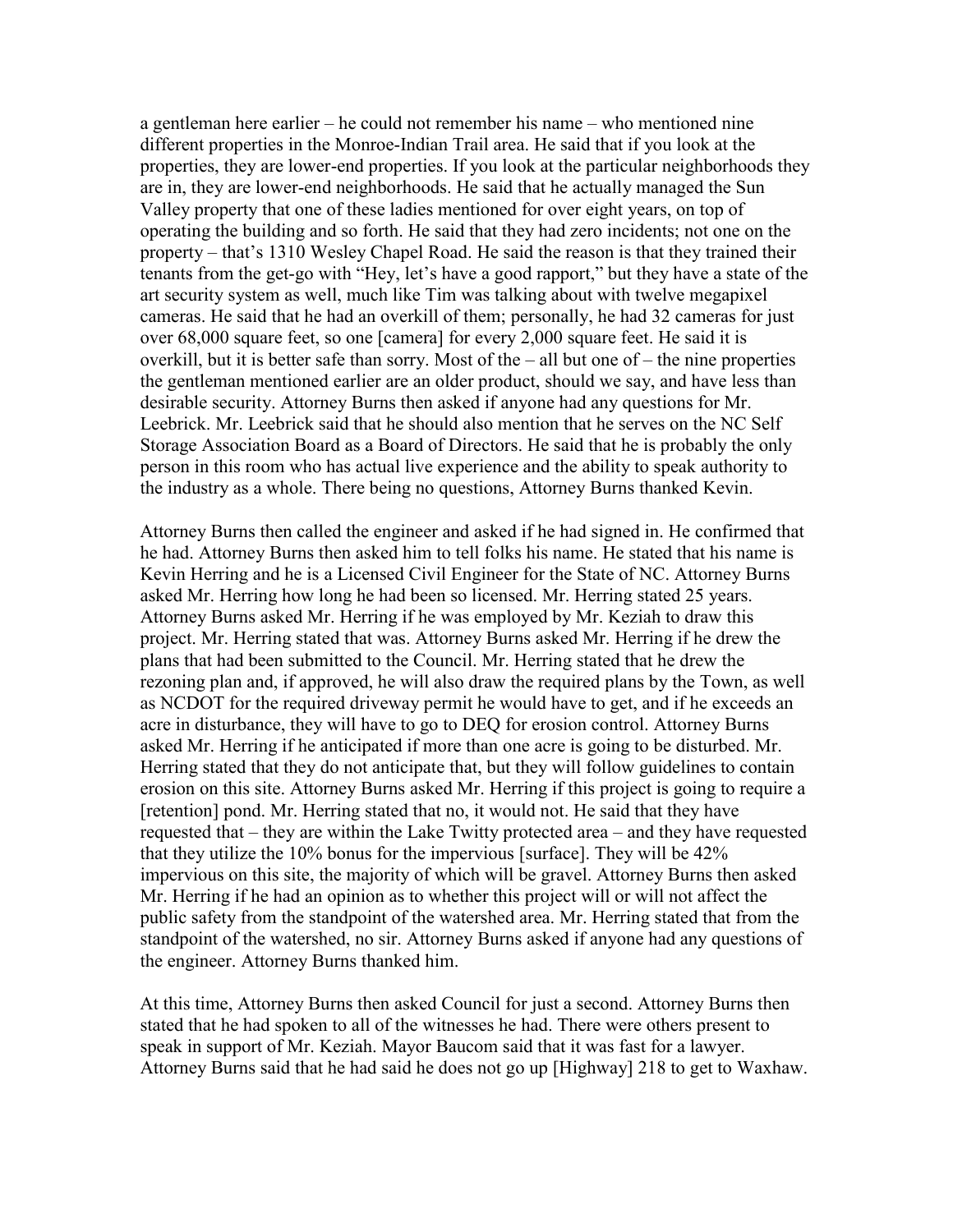a gentleman here earlier – he could not remember his name – who mentioned nine different properties in the Monroe-Indian Trail area. He said that if you look at the properties, they are lower-end properties. If you look at the particular neighborhoods they are in, they are lower-end neighborhoods. He said that he actually managed the Sun Valley property that one of these ladies mentioned for over eight years, on top of operating the building and so forth. He said that they had zero incidents; not one on the property – that's 1310 Wesley Chapel Road. He said the reason is that they trained their tenants from the get-go with "Hey, let's have a good rapport," but they have a state of the art security system as well, much like Tim was talking about with twelve megapixel cameras. He said that he had an overkill of them; personally, he had 32 cameras for just over 68,000 square feet, so one [camera] for every 2,000 square feet. He said it is overkill, but it is better safe than sorry. Most of the – all but one of – the nine properties the gentleman mentioned earlier are an older product, should we say, and have less than desirable security. Attorney Burns then asked if anyone had any questions for Mr. Leebrick. Mr. Leebrick said that he should also mention that he serves on the NC Self Storage Association Board as a Board of Directors. He said that he is probably the only person in this room who has actual live experience and the ability to speak authority to the industry as a whole. There being no questions, Attorney Burns thanked Kevin.

Attorney Burns then called the engineer and asked if he had signed in. He confirmed that he had. Attorney Burns then asked him to tell folks his name. He stated that his name is Kevin Herring and he is a Licensed Civil Engineer for the State of NC. Attorney Burns asked Mr. Herring how long he had been so licensed. Mr. Herring stated 25 years. Attorney Burns asked Mr. Herring if he was employed by Mr. Keziah to draw this project. Mr. Herring stated that was. Attorney Burns asked Mr. Herring if he drew the plans that had been submitted to the Council. Mr. Herring stated that he drew the rezoning plan and, if approved, he will also draw the required plans by the Town, as well as NCDOT for the required driveway permit he would have to get, and if he exceeds an acre in disturbance, they will have to go to DEQ for erosion control. Attorney Burns asked Mr. Herring if he anticipated if more than one acre is going to be disturbed. Mr. Herring stated that they do not anticipate that, but they will follow guidelines to contain erosion on this site. Attorney Burns asked Mr. Herring if this project is going to require a [retention] pond. Mr. Herring stated that no, it would not. He said that they have requested that – they are within the Lake Twitty protected area – and they have requested that they utilize the 10% bonus for the impervious [surface]. They will be 42% impervious on this site, the majority of which will be gravel. Attorney Burns then asked Mr. Herring if he had an opinion as to whether this project will or will not affect the public safety from the standpoint of the watershed area. Mr. Herring stated that from the standpoint of the watershed, no sir. Attorney Burns asked if anyone had any questions of the engineer. Attorney Burns thanked him.

At this time, Attorney Burns then asked Council for just a second. Attorney Burns then stated that he had spoken to all of the witnesses he had. There were others present to speak in support of Mr. Keziah. Mayor Baucom said that it was fast for a lawyer. Attorney Burns said that he had said he does not go up [Highway] 218 to get to Waxhaw.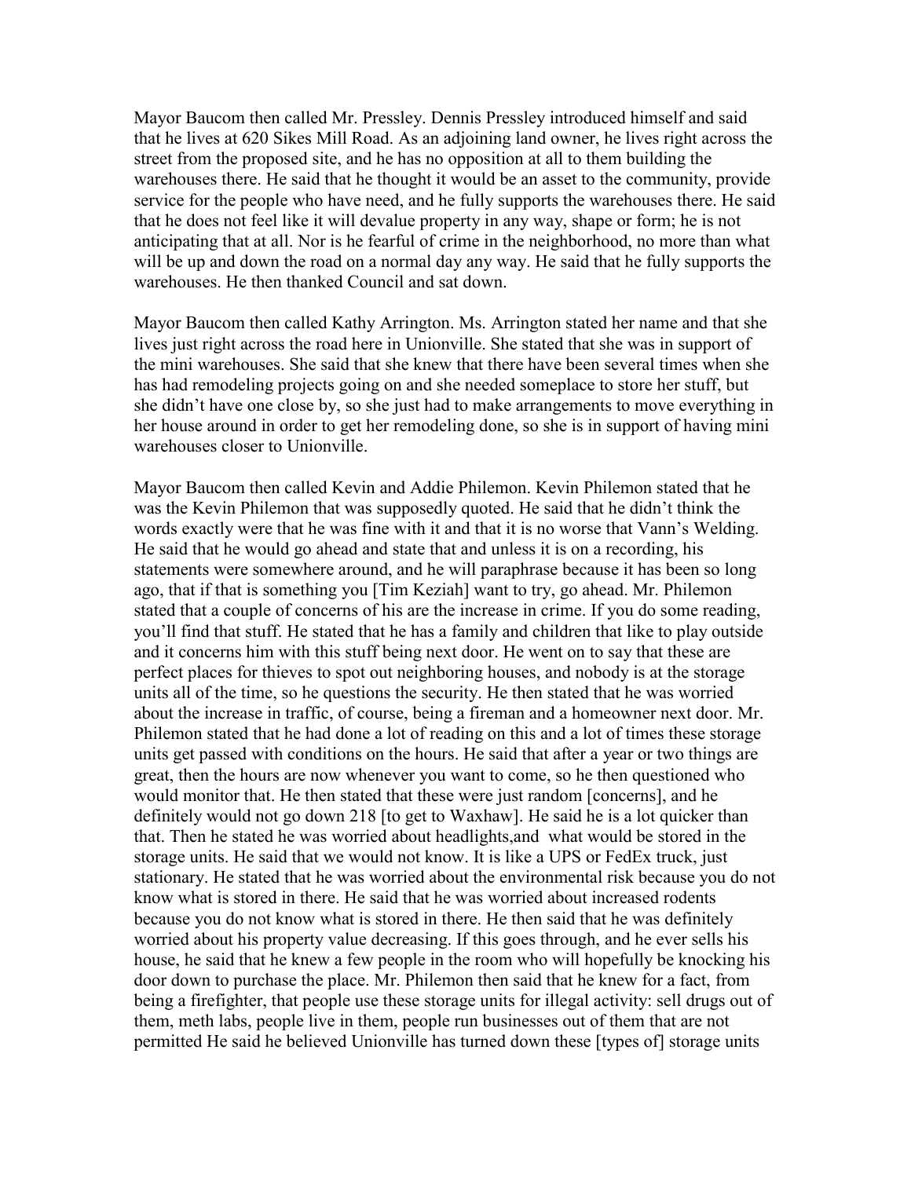Mayor Baucom then called Mr. Pressley. Dennis Pressley introduced himself and said that he lives at 620 Sikes Mill Road. As an adjoining land owner, he lives right across the street from the proposed site, and he has no opposition at all to them building the warehouses there. He said that he thought it would be an asset to the community, provide service for the people who have need, and he fully supports the warehouses there. He said that he does not feel like it will devalue property in any way, shape or form; he is not anticipating that at all. Nor is he fearful of crime in the neighborhood, no more than what will be up and down the road on a normal day any way. He said that he fully supports the warehouses. He then thanked Council and sat down.

Mayor Baucom then called Kathy Arrington. Ms. Arrington stated her name and that she lives just right across the road here in Unionville. She stated that she was in support of the mini warehouses. She said that she knew that there have been several times when she has had remodeling projects going on and she needed someplace to store her stuff, but she didn't have one close by, so she just had to make arrangements to move everything in her house around in order to get her remodeling done, so she is in support of having mini warehouses closer to Unionville.

Mayor Baucom then called Kevin and Addie Philemon. Kevin Philemon stated that he was the Kevin Philemon that was supposedly quoted. He said that he didn't think the words exactly were that he was fine with it and that it is no worse that Vann's Welding. He said that he would go ahead and state that and unless it is on a recording, his statements were somewhere around, and he will paraphrase because it has been so long ago, that if that is something you [Tim Keziah] want to try, go ahead. Mr. Philemon stated that a couple of concerns of his are the increase in crime. If you do some reading, you'll find that stuff. He stated that he has a family and children that like to play outside and it concerns him with this stuff being next door. He went on to say that these are perfect places for thieves to spot out neighboring houses, and nobody is at the storage units all of the time, so he questions the security. He then stated that he was worried about the increase in traffic, of course, being a fireman and a homeowner next door. Mr. Philemon stated that he had done a lot of reading on this and a lot of times these storage units get passed with conditions on the hours. He said that after a year or two things are great, then the hours are now whenever you want to come, so he then questioned who would monitor that. He then stated that these were just random [concerns], and he definitely would not go down 218 [to get to Waxhaw]. He said he is a lot quicker than that. Then he stated he was worried about headlights,and what would be stored in the storage units. He said that we would not know. It is like a UPS or FedEx truck, just stationary. He stated that he was worried about the environmental risk because you do not know what is stored in there. He said that he was worried about increased rodents because you do not know what is stored in there. He then said that he was definitely worried about his property value decreasing. If this goes through, and he ever sells his house, he said that he knew a few people in the room who will hopefully be knocking his door down to purchase the place. Mr. Philemon then said that he knew for a fact, from being a firefighter, that people use these storage units for illegal activity: sell drugs out of them, meth labs, people live in them, people run businesses out of them that are not permitted He said he believed Unionville has turned down these [types of] storage units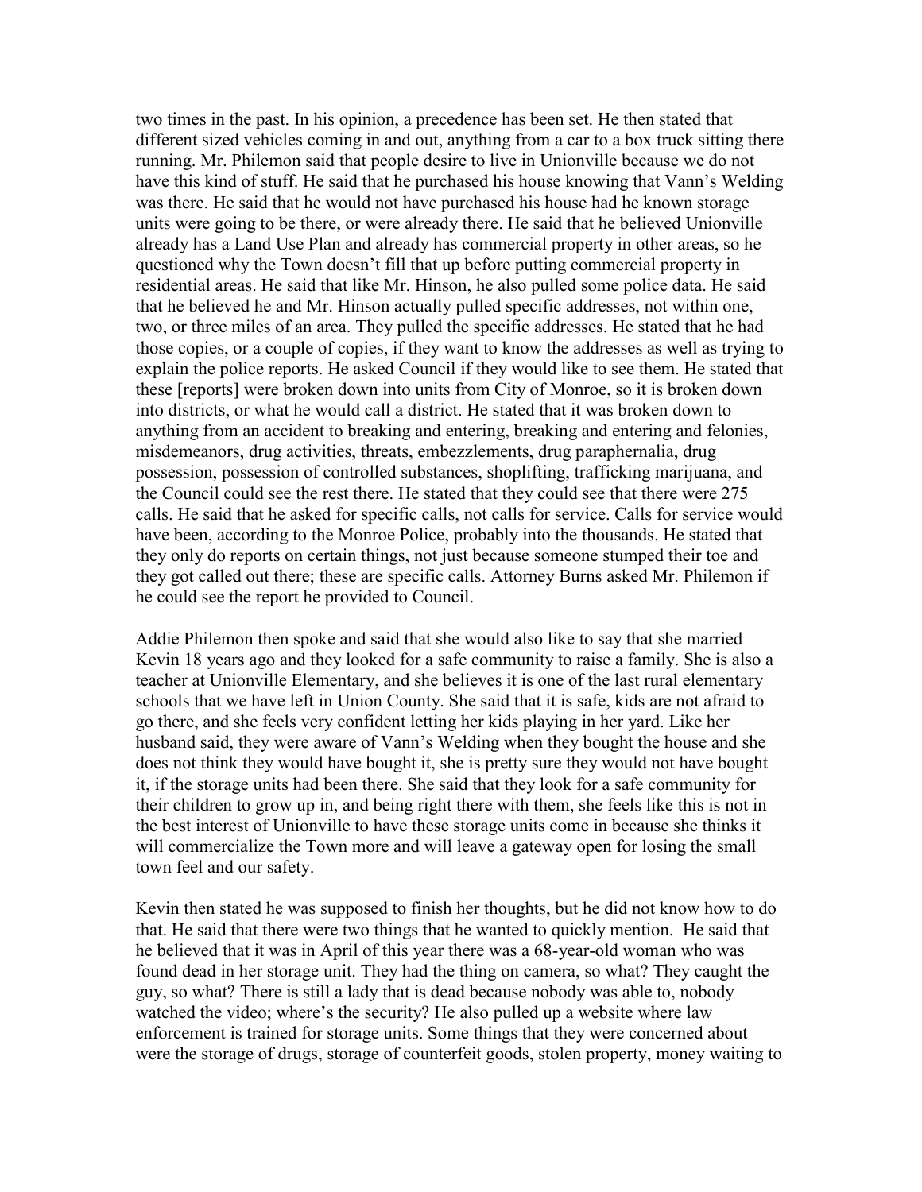two times in the past. In his opinion, a precedence has been set. He then stated that different sized vehicles coming in and out, anything from a car to a box truck sitting there running. Mr. Philemon said that people desire to live in Unionville because we do not have this kind of stuff. He said that he purchased his house knowing that Vann's Welding was there. He said that he would not have purchased his house had he known storage units were going to be there, or were already there. He said that he believed Unionville already has a Land Use Plan and already has commercial property in other areas, so he questioned why the Town doesn't fill that up before putting commercial property in residential areas. He said that like Mr. Hinson, he also pulled some police data. He said that he believed he and Mr. Hinson actually pulled specific addresses, not within one, two, or three miles of an area. They pulled the specific addresses. He stated that he had those copies, or a couple of copies, if they want to know the addresses as well as trying to explain the police reports. He asked Council if they would like to see them. He stated that these [reports] were broken down into units from City of Monroe, so it is broken down into districts, or what he would call a district. He stated that it was broken down to anything from an accident to breaking and entering, breaking and entering and felonies, misdemeanors, drug activities, threats, embezzlements, drug paraphernalia, drug possession, possession of controlled substances, shoplifting, trafficking marijuana, and the Council could see the rest there. He stated that they could see that there were 275 calls. He said that he asked for specific calls, not calls for service. Calls for service would have been, according to the Monroe Police, probably into the thousands. He stated that they only do reports on certain things, not just because someone stumped their toe and they got called out there; these are specific calls. Attorney Burns asked Mr. Philemon if he could see the report he provided to Council.

Addie Philemon then spoke and said that she would also like to say that she married Kevin 18 years ago and they looked for a safe community to raise a family. She is also a teacher at Unionville Elementary, and she believes it is one of the last rural elementary schools that we have left in Union County. She said that it is safe, kids are not afraid to go there, and she feels very confident letting her kids playing in her yard. Like her husband said, they were aware of Vann's Welding when they bought the house and she does not think they would have bought it, she is pretty sure they would not have bought it, if the storage units had been there. She said that they look for a safe community for their children to grow up in, and being right there with them, she feels like this is not in the best interest of Unionville to have these storage units come in because she thinks it will commercialize the Town more and will leave a gateway open for losing the small town feel and our safety.

Kevin then stated he was supposed to finish her thoughts, but he did not know how to do that. He said that there were two things that he wanted to quickly mention. He said that he believed that it was in April of this year there was a 68-year-old woman who was found dead in her storage unit. They had the thing on camera, so what? They caught the guy, so what? There is still a lady that is dead because nobody was able to, nobody watched the video; where's the security? He also pulled up a website where law enforcement is trained for storage units. Some things that they were concerned about were the storage of drugs, storage of counterfeit goods, stolen property, money waiting to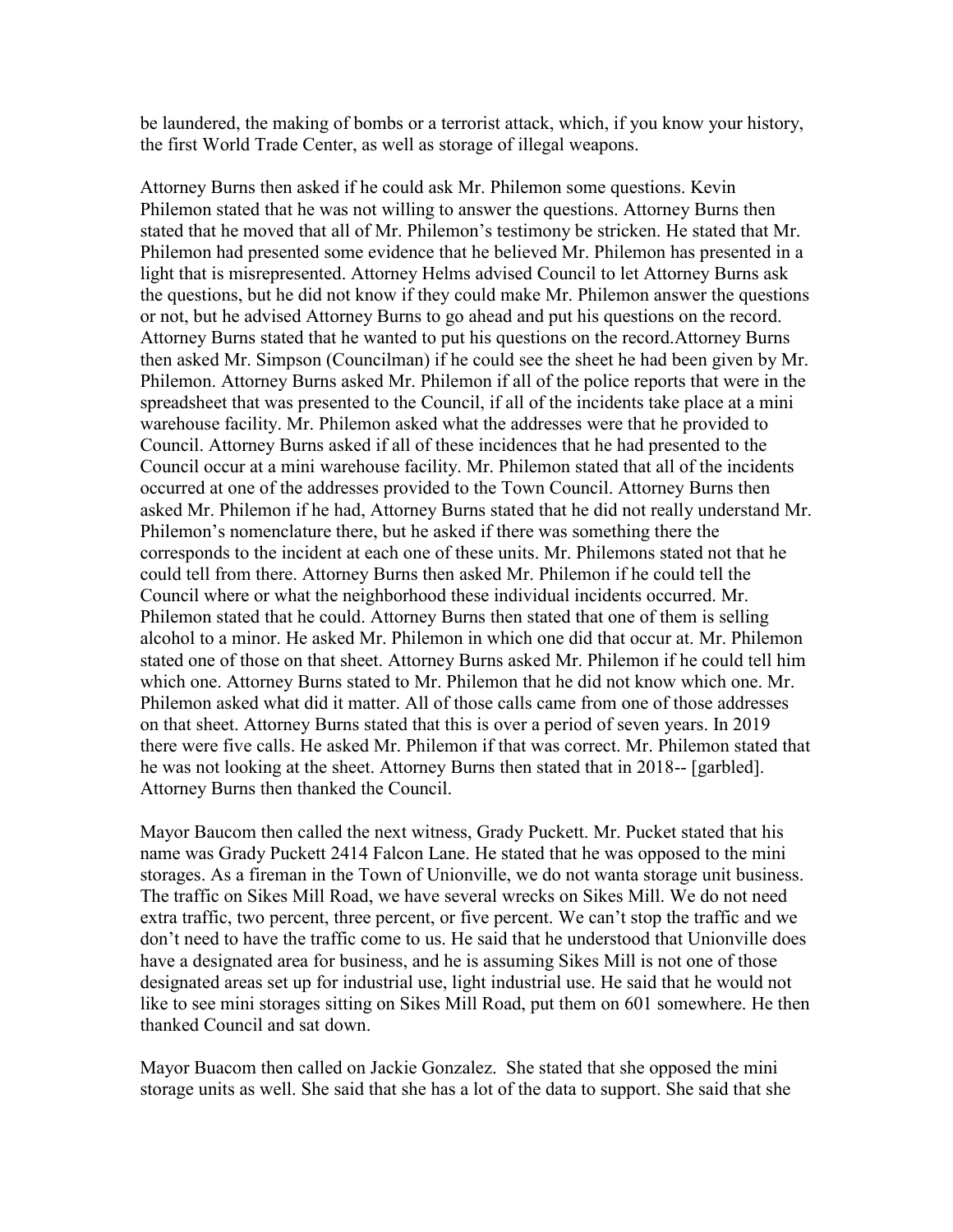be laundered, the making of bombs or a terrorist attack, which, if you know your history, the first World Trade Center, as well as storage of illegal weapons.

Attorney Burns then asked if he could ask Mr. Philemon some questions. Kevin Philemon stated that he was not willing to answer the questions. Attorney Burns then stated that he moved that all of Mr. Philemon's testimony be stricken. He stated that Mr. Philemon had presented some evidence that he believed Mr. Philemon has presented in a light that is misrepresented. Attorney Helms advised Council to let Attorney Burns ask the questions, but he did not know if they could make Mr. Philemon answer the questions or not, but he advised Attorney Burns to go ahead and put his questions on the record. Attorney Burns stated that he wanted to put his questions on the record.Attorney Burns then asked Mr. Simpson (Councilman) if he could see the sheet he had been given by Mr. Philemon. Attorney Burns asked Mr. Philemon if all of the police reports that were in the spreadsheet that was presented to the Council, if all of the incidents take place at a mini warehouse facility. Mr. Philemon asked what the addresses were that he provided to Council. Attorney Burns asked if all of these incidences that he had presented to the Council occur at a mini warehouse facility. Mr. Philemon stated that all of the incidents occurred at one of the addresses provided to the Town Council. Attorney Burns then asked Mr. Philemon if he had, Attorney Burns stated that he did not really understand Mr. Philemon's nomenclature there, but he asked if there was something there the corresponds to the incident at each one of these units. Mr. Philemons stated not that he could tell from there. Attorney Burns then asked Mr. Philemon if he could tell the Council where or what the neighborhood these individual incidents occurred. Mr. Philemon stated that he could. Attorney Burns then stated that one of them is selling alcohol to a minor. He asked Mr. Philemon in which one did that occur at. Mr. Philemon stated one of those on that sheet. Attorney Burns asked Mr. Philemon if he could tell him which one. Attorney Burns stated to Mr. Philemon that he did not know which one. Mr. Philemon asked what did it matter. All of those calls came from one of those addresses on that sheet. Attorney Burns stated that this is over a period of seven years. In 2019 there were five calls. He asked Mr. Philemon if that was correct. Mr. Philemon stated that he was not looking at the sheet. Attorney Burns then stated that in 2018-- [garbled]. Attorney Burns then thanked the Council.

Mayor Baucom then called the next witness, Grady Puckett. Mr. Pucket stated that his name was Grady Puckett 2414 Falcon Lane. He stated that he was opposed to the mini storages. As a fireman in the Town of Unionville, we do not wanta storage unit business. The traffic on Sikes Mill Road, we have several wrecks on Sikes Mill. We do not need extra traffic, two percent, three percent, or five percent. We can't stop the traffic and we don't need to have the traffic come to us. He said that he understood that Unionville does have a designated area for business, and he is assuming Sikes Mill is not one of those designated areas set up for industrial use, light industrial use. He said that he would not like to see mini storages sitting on Sikes Mill Road, put them on 601 somewhere. He then thanked Council and sat down.

Mayor Buacom then called on Jackie Gonzalez. She stated that she opposed the mini storage units as well. She said that she has a lot of the data to support. She said that she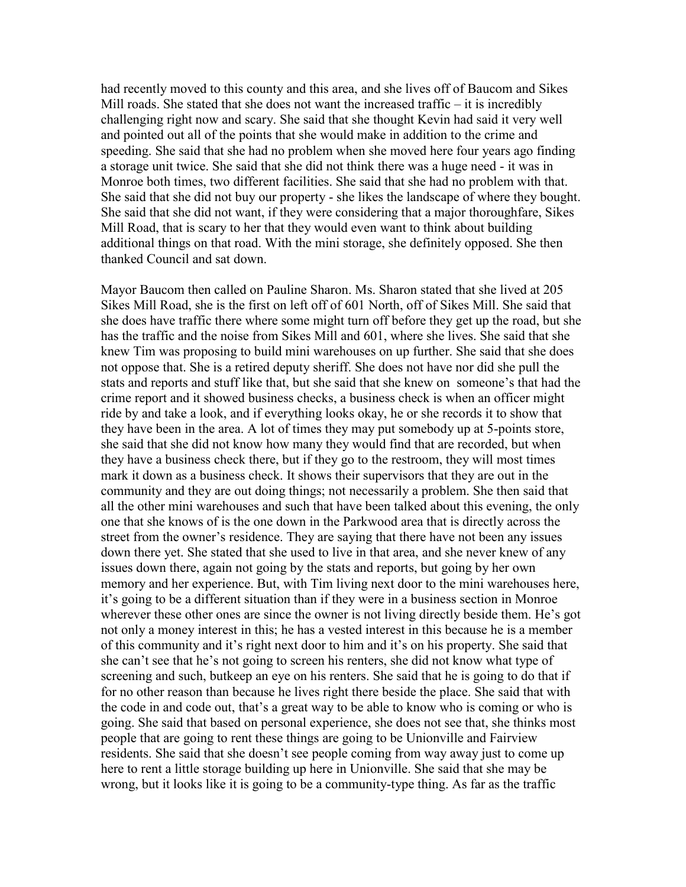had recently moved to this county and this area, and she lives off of Baucom and Sikes Mill roads. She stated that she does not want the increased traffic – it is incredibly challenging right now and scary. She said that she thought Kevin had said it very well and pointed out all of the points that she would make in addition to the crime and speeding. She said that she had no problem when she moved here four years ago finding a storage unit twice. She said that she did not think there was a huge need - it was in Monroe both times, two different facilities. She said that she had no problem with that. She said that she did not buy our property - she likes the landscape of where they bought. She said that she did not want, if they were considering that a major thoroughfare, Sikes Mill Road, that is scary to her that they would even want to think about building additional things on that road. With the mini storage, she definitely opposed. She then thanked Council and sat down.

Mayor Baucom then called on Pauline Sharon. Ms. Sharon stated that she lived at 205 Sikes Mill Road, she is the first on left off of 601 North, off of Sikes Mill. She said that she does have traffic there where some might turn off before they get up the road, but she has the traffic and the noise from Sikes Mill and 601, where she lives. She said that she knew Tim was proposing to build mini warehouses on up further. She said that she does not oppose that. She is a retired deputy sheriff. She does not have nor did she pull the stats and reports and stuff like that, but she said that she knew on someone's that had the crime report and it showed business checks, a business check is when an officer might ride by and take a look, and if everything looks okay, he or she records it to show that they have been in the area. A lot of times they may put somebody up at 5-points store, she said that she did not know how many they would find that are recorded, but when they have a business check there, but if they go to the restroom, they will most times mark it down as a business check. It shows their supervisors that they are out in the community and they are out doing things; not necessarily a problem. She then said that all the other mini warehouses and such that have been talked about this evening, the only one that she knows of is the one down in the Parkwood area that is directly across the street from the owner's residence. They are saying that there have not been any issues down there yet. She stated that she used to live in that area, and she never knew of any issues down there, again not going by the stats and reports, but going by her own memory and her experience. But, with Tim living next door to the mini warehouses here, it's going to be a different situation than if they were in a business section in Monroe wherever these other ones are since the owner is not living directly beside them. He's got not only a money interest in this; he has a vested interest in this because he is a member of this community and it's right next door to him and it's on his property. She said that she can't see that he's not going to screen his renters, she did not know what type of screening and such, butkeep an eye on his renters. She said that he is going to do that if for no other reason than because he lives right there beside the place. She said that with the code in and code out, that's a great way to be able to know who is coming or who is going. She said that based on personal experience, she does not see that, she thinks most people that are going to rent these things are going to be Unionville and Fairview residents. She said that she doesn't see people coming from way away just to come up here to rent a little storage building up here in Unionville. She said that she may be wrong, but it looks like it is going to be a community-type thing. As far as the traffic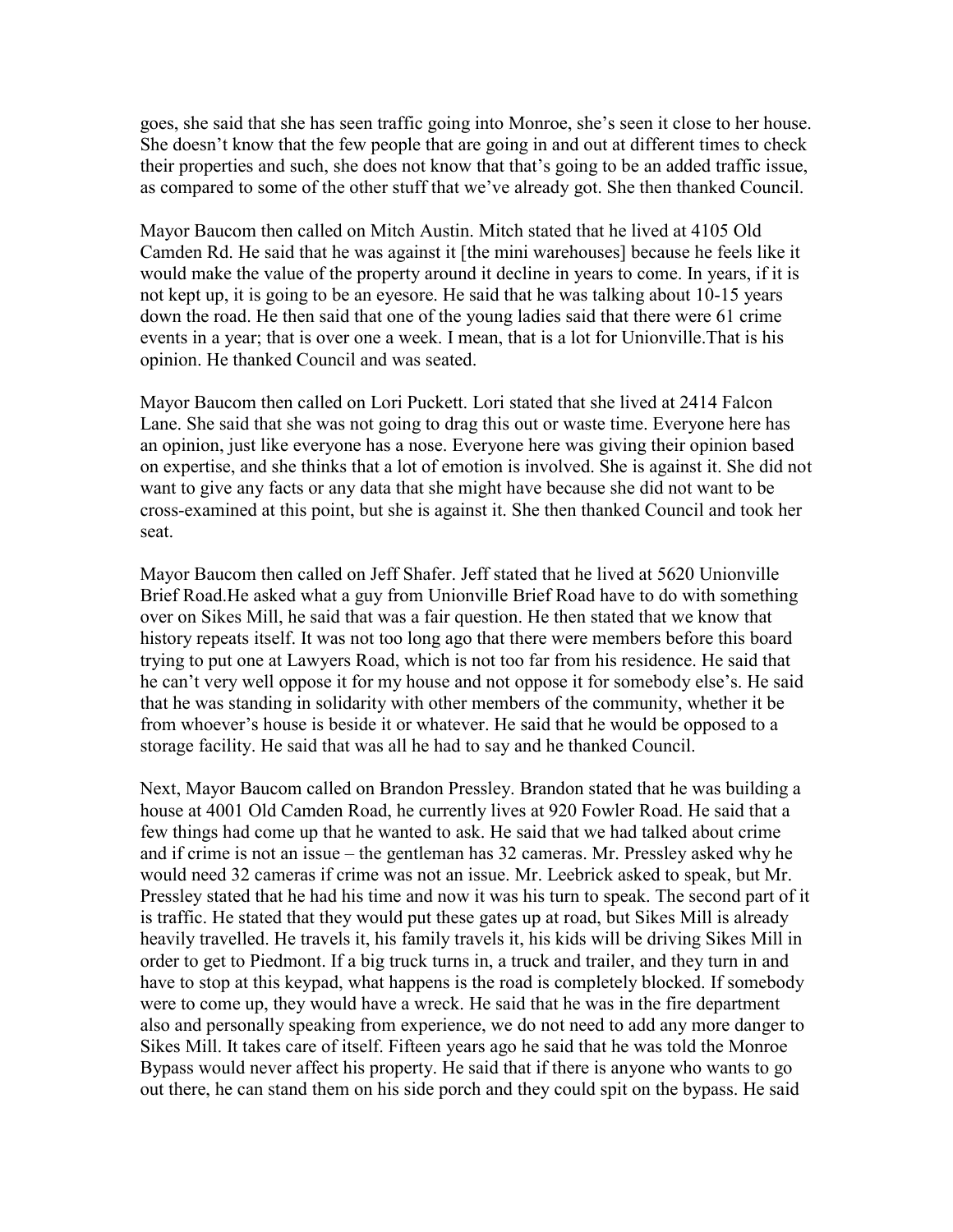goes, she said that she has seen traffic going into Monroe, she's seen it close to her house. She doesn't know that the few people that are going in and out at different times to check their properties and such, she does not know that that's going to be an added traffic issue, as compared to some of the other stuff that we've already got. She then thanked Council.

Mayor Baucom then called on Mitch Austin. Mitch stated that he lived at 4105 Old Camden Rd. He said that he was against it [the mini warehouses] because he feels like it would make the value of the property around it decline in years to come. In years, if it is not kept up, it is going to be an eyesore. He said that he was talking about 10-15 years down the road. He then said that one of the young ladies said that there were 61 crime events in a year; that is over one a week. I mean, that is a lot for Unionville.That is his opinion. He thanked Council and was seated.

Mayor Baucom then called on Lori Puckett. Lori stated that she lived at 2414 Falcon Lane. She said that she was not going to drag this out or waste time. Everyone here has an opinion, just like everyone has a nose. Everyone here was giving their opinion based on expertise, and she thinks that a lot of emotion is involved. She is against it. She did not want to give any facts or any data that she might have because she did not want to be cross-examined at this point, but she is against it. She then thanked Council and took her seat.

Mayor Baucom then called on Jeff Shafer. Jeff stated that he lived at 5620 Unionville Brief Road.He asked what a guy from Unionville Brief Road have to do with something over on Sikes Mill, he said that was a fair question. He then stated that we know that history repeats itself. It was not too long ago that there were members before this board trying to put one at Lawyers Road, which is not too far from his residence. He said that he can't very well oppose it for my house and not oppose it for somebody else's. He said that he was standing in solidarity with other members of the community, whether it be from whoever's house is beside it or whatever. He said that he would be opposed to a storage facility. He said that was all he had to say and he thanked Council.

Next, Mayor Baucom called on Brandon Pressley. Brandon stated that he was building a house at 4001 Old Camden Road, he currently lives at 920 Fowler Road. He said that a few things had come up that he wanted to ask. He said that we had talked about crime and if crime is not an issue – the gentleman has 32 cameras. Mr. Pressley asked why he would need 32 cameras if crime was not an issue. Mr. Leebrick asked to speak, but Mr. Pressley stated that he had his time and now it was his turn to speak. The second part of it is traffic. He stated that they would put these gates up at road, but Sikes Mill is already heavily travelled. He travels it, his family travels it, his kids will be driving Sikes Mill in order to get to Piedmont. If a big truck turns in, a truck and trailer, and they turn in and have to stop at this keypad, what happens is the road is completely blocked. If somebody were to come up, they would have a wreck. He said that he was in the fire department also and personally speaking from experience, we do not need to add any more danger to Sikes Mill. It takes care of itself. Fifteen years ago he said that he was told the Monroe Bypass would never affect his property. He said that if there is anyone who wants to go out there, he can stand them on his side porch and they could spit on the bypass. He said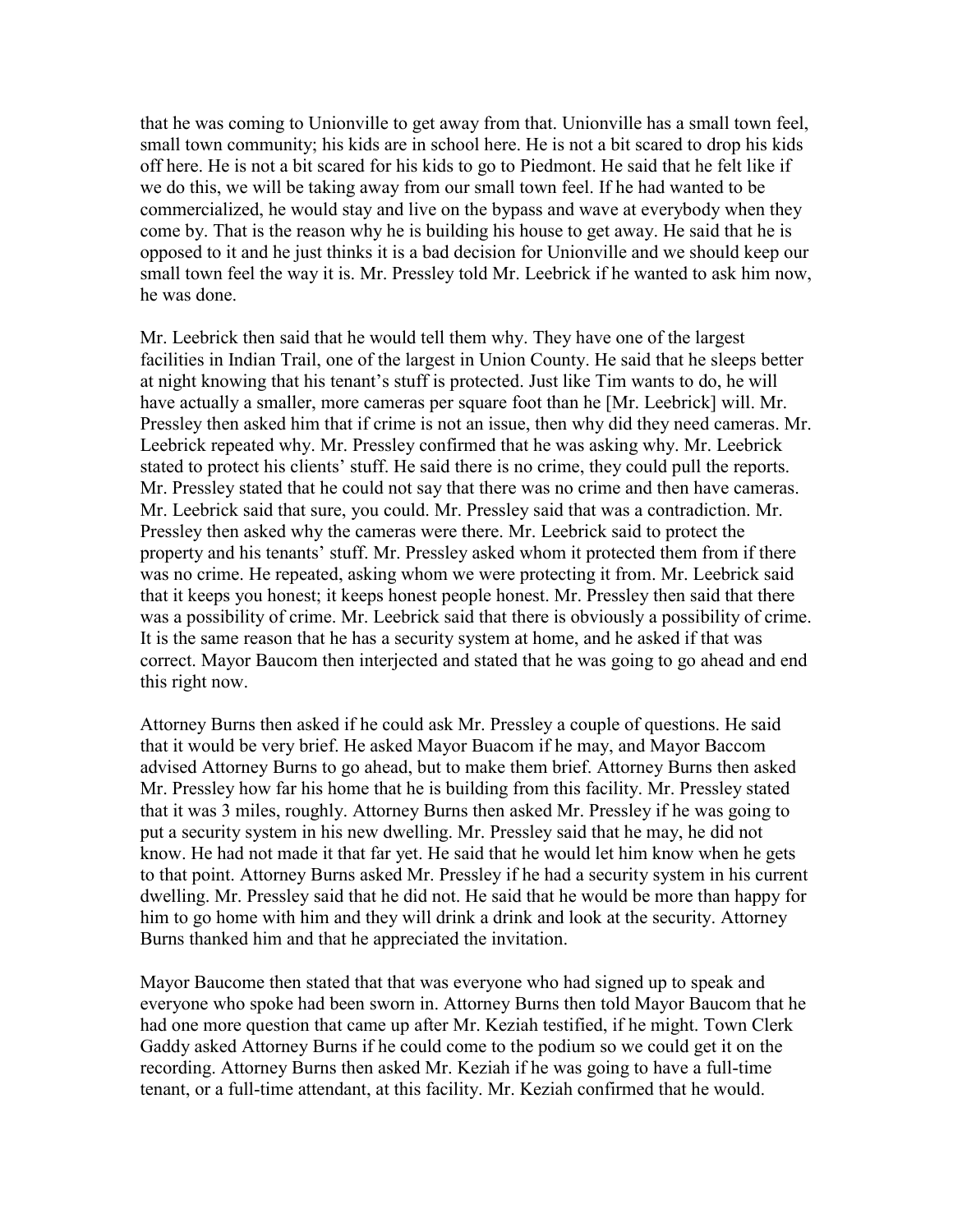that he was coming to Unionville to get away from that. Unionville has a small town feel, small town community; his kids are in school here. He is not a bit scared to drop his kids off here. He is not a bit scared for his kids to go to Piedmont. He said that he felt like if we do this, we will be taking away from our small town feel. If he had wanted to be commercialized, he would stay and live on the bypass and wave at everybody when they come by. That is the reason why he is building his house to get away. He said that he is opposed to it and he just thinks it is a bad decision for Unionville and we should keep our small town feel the way it is. Mr. Pressley told Mr. Leebrick if he wanted to ask him now, he was done.

Mr. Leebrick then said that he would tell them why. They have one of the largest facilities in Indian Trail, one of the largest in Union County. He said that he sleeps better at night knowing that his tenant's stuff is protected. Just like Tim wants to do, he will have actually a smaller, more cameras per square foot than he [Mr. Leebrick] will. Mr. Pressley then asked him that if crime is not an issue, then why did they need cameras. Mr. Leebrick repeated why. Mr. Pressley confirmed that he was asking why. Mr. Leebrick stated to protect his clients' stuff. He said there is no crime, they could pull the reports. Mr. Pressley stated that he could not say that there was no crime and then have cameras. Mr. Leebrick said that sure, you could. Mr. Pressley said that was a contradiction. Mr. Pressley then asked why the cameras were there. Mr. Leebrick said to protect the property and his tenants' stuff. Mr. Pressley asked whom it protected them from if there was no crime. He repeated, asking whom we were protecting it from. Mr. Leebrick said that it keeps you honest; it keeps honest people honest. Mr. Pressley then said that there was a possibility of crime. Mr. Leebrick said that there is obviously a possibility of crime. It is the same reason that he has a security system at home, and he asked if that was correct. Mayor Baucom then interjected and stated that he was going to go ahead and end this right now.

Attorney Burns then asked if he could ask Mr. Pressley a couple of questions. He said that it would be very brief. He asked Mayor Buacom if he may, and Mayor Baccom advised Attorney Burns to go ahead, but to make them brief. Attorney Burns then asked Mr. Pressley how far his home that he is building from this facility. Mr. Pressley stated that it was 3 miles, roughly. Attorney Burns then asked Mr. Pressley if he was going to put a security system in his new dwelling. Mr. Pressley said that he may, he did not know. He had not made it that far yet. He said that he would let him know when he gets to that point. Attorney Burns asked Mr. Pressley if he had a security system in his current dwelling. Mr. Pressley said that he did not. He said that he would be more than happy for him to go home with him and they will drink a drink and look at the security. Attorney Burns thanked him and that he appreciated the invitation.

Mayor Baucome then stated that that was everyone who had signed up to speak and everyone who spoke had been sworn in. Attorney Burns then told Mayor Baucom that he had one more question that came up after Mr. Keziah testified, if he might. Town Clerk Gaddy asked Attorney Burns if he could come to the podium so we could get it on the recording. Attorney Burns then asked Mr. Keziah if he was going to have a full-time tenant, or a full-time attendant, at this facility. Mr. Keziah confirmed that he would.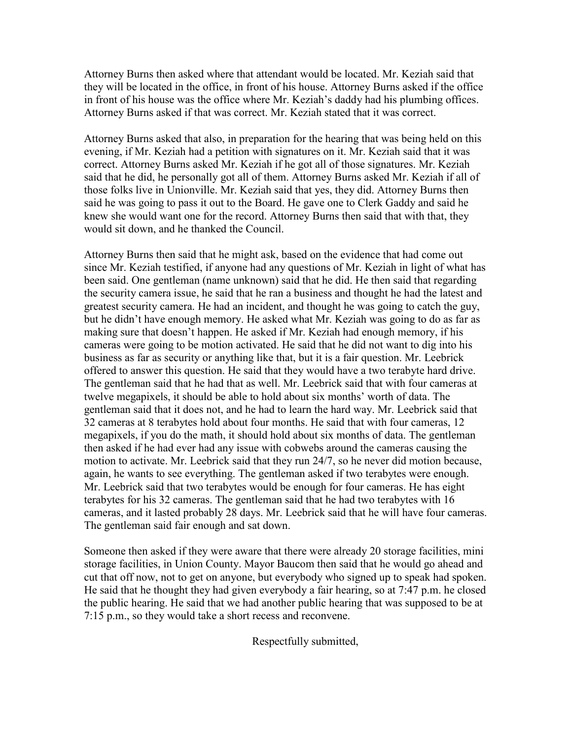Attorney Burns then asked where that attendant would be located. Mr. Keziah said that they will be located in the office, in front of his house. Attorney Burns asked if the office in front of his house was the office where Mr. Keziah's daddy had his plumbing offices. Attorney Burns asked if that was correct. Mr. Keziah stated that it was correct.

Attorney Burns asked that also, in preparation for the hearing that was being held on this evening, if Mr. Keziah had a petition with signatures on it. Mr. Keziah said that it was correct. Attorney Burns asked Mr. Keziah if he got all of those signatures. Mr. Keziah said that he did, he personally got all of them. Attorney Burns asked Mr. Keziah if all of those folks live in Unionville. Mr. Keziah said that yes, they did. Attorney Burns then said he was going to pass it out to the Board. He gave one to Clerk Gaddy and said he knew she would want one for the record. Attorney Burns then said that with that, they would sit down, and he thanked the Council.

Attorney Burns then said that he might ask, based on the evidence that had come out since Mr. Keziah testified, if anyone had any questions of Mr. Keziah in light of what has been said. One gentleman (name unknown) said that he did. He then said that regarding the security camera issue, he said that he ran a business and thought he had the latest and greatest security camera. He had an incident, and thought he was going to catch the guy, but he didn't have enough memory. He asked what Mr. Keziah was going to do as far as making sure that doesn't happen. He asked if Mr. Keziah had enough memory, if his cameras were going to be motion activated. He said that he did not want to dig into his business as far as security or anything like that, but it is a fair question. Mr. Leebrick offered to answer this question. He said that they would have a two terabyte hard drive. The gentleman said that he had that as well. Mr. Leebrick said that with four cameras at twelve megapixels, it should be able to hold about six months' worth of data. The gentleman said that it does not, and he had to learn the hard way. Mr. Leebrick said that 32 cameras at 8 terabytes hold about four months. He said that with four cameras, 12 megapixels, if you do the math, it should hold about six months of data. The gentleman then asked if he had ever had any issue with cobwebs around the cameras causing the motion to activate. Mr. Leebrick said that they run 24/7, so he never did motion because, again, he wants to see everything. The gentleman asked if two terabytes were enough. Mr. Leebrick said that two terabytes would be enough for four cameras. He has eight terabytes for his 32 cameras. The gentleman said that he had two terabytes with 16 cameras, and it lasted probably 28 days. Mr. Leebrick said that he will have four cameras. The gentleman said fair enough and sat down.

Someone then asked if they were aware that there were already 20 storage facilities, mini storage facilities, in Union County. Mayor Baucom then said that he would go ahead and cut that off now, not to get on anyone, but everybody who signed up to speak had spoken. He said that he thought they had given everybody a fair hearing, so at 7:47 p.m. he closed the public hearing. He said that we had another public hearing that was supposed to be at 7:15 p.m., so they would take a short recess and reconvene.

Respectfully submitted,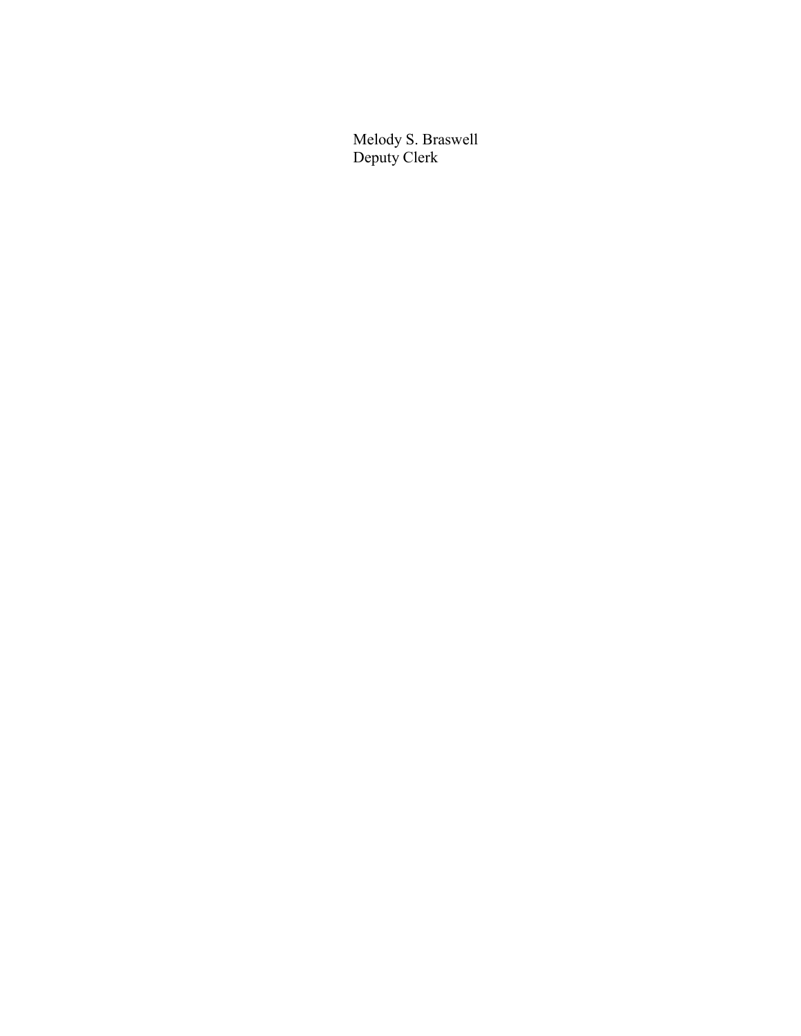Melody S. Braswell
Deputy Clerk